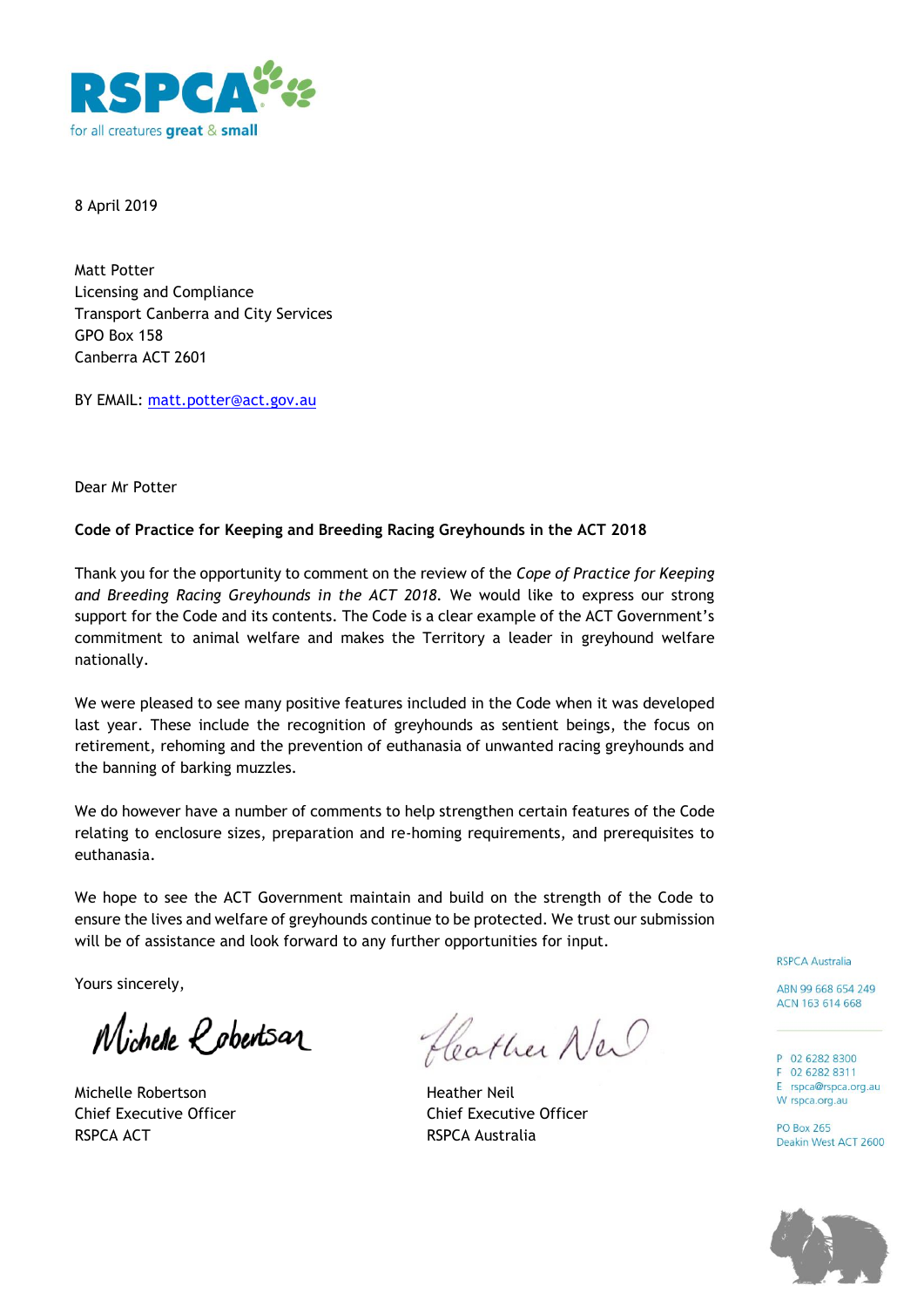RSPCA
for all creatures **great** & **small**

8 April 2019

Matt Potter
Licensing and Compliance
Transport Canberra and City Services
GPO Box 158
Canberra ACT 2601

BY EMAIL: [matt.potter@act.gov.au](mailto:matt.potter@act.gov.au)

Dear Mr Potter

**Code of Practice for Keeping and Breeding Racing Greyhounds in the ACT 2018**

Thank you for the opportunity to comment on the review of the *Cope of Practice for Keeping and Breeding Racing Greyhounds in the ACT 2018.* We would like to express our strong support for the Code and its contents. The Code is a clear example of the ACT Government's commitment to animal welfare and makes the Territory a leader in greyhound welfare nationally.

We were pleased to see many positive features included in the Code when it was developed last year. These include the recognition of greyhounds as sentient beings, the focus on retirement, rehoming and the prevention of euthanasia of unwanted racing greyhounds and the banning of barking muzzles.

We do however have a number of comments to help strengthen certain features of the Code relating to enclosure sizes, preparation and re-homing requirements, and prerequisites to euthanasia.

We hope to see the ACT Government maintain and build on the strength of the Code to ensure the lives and welfare of greyhounds continue to be protected. We trust our submission will be of assistance and look forward to any further opportunities for input.

Yours sincerely,

Michelle Robertson
Chief Executive Officer
RSPCA ACT

Heather Neil
Chief Executive Officer
RSPCA Australia

RSPCA Australia

ABN 99 668 654 249
ACN 163 614 668

P 02 6282 8300
F 02 6282 8311
E rspca@rspca.org.au
W rspca.org.au

PO Box 265
Deakin West ACT 2600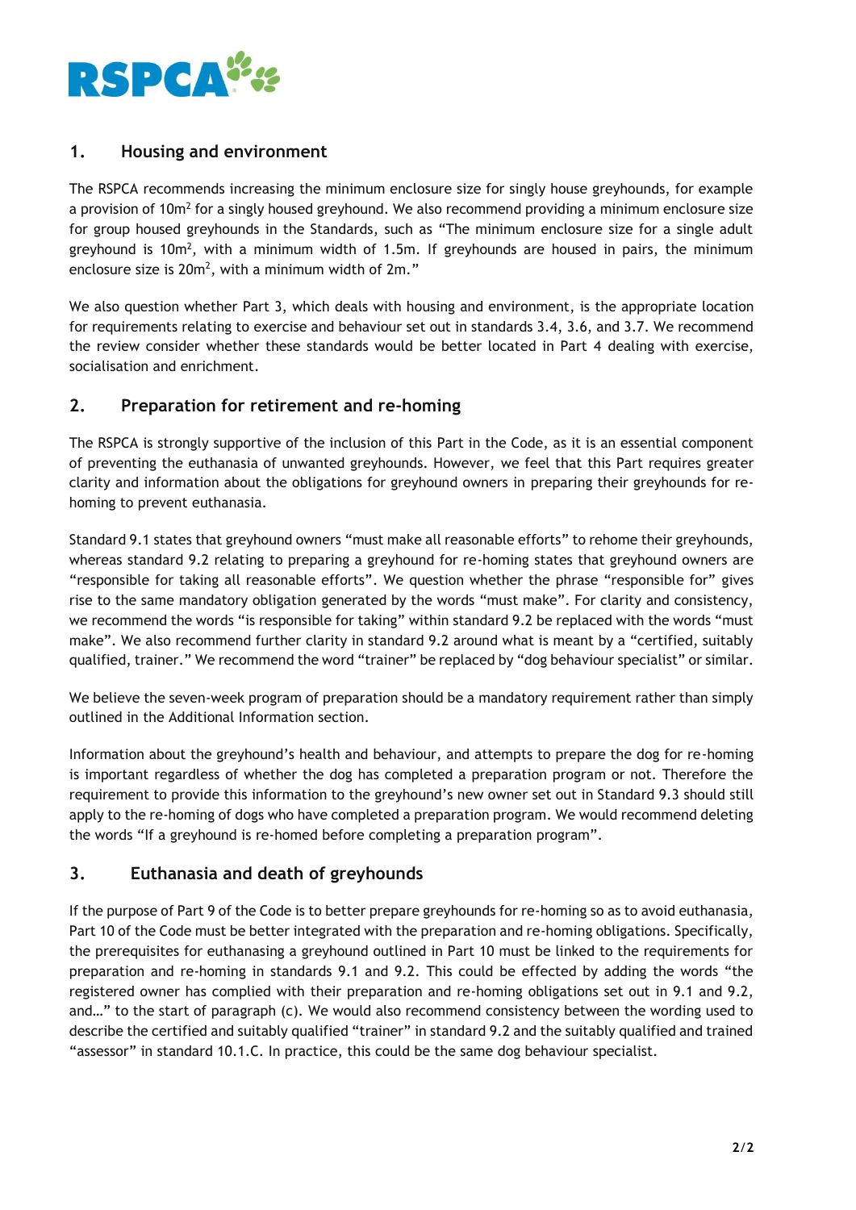## 1. Housing and environment

The RSPCA recommends increasing the minimum enclosure size for singly house greyhounds, for example a provision of $10m^2$ for a singly housed greyhound. We also recommend providing a minimum enclosure size for group housed greyhounds in the Standards, such as "The minimum enclosure size for a single adult greyhound is $10m^2$, with a minimum width of 1.5m. If greyhounds are housed in pairs, the minimum enclosure size is $20m^2$, with a minimum width of 2m."

We also question whether Part 3, which deals with housing and environment, is the appropriate location for requirements relating to exercise and behaviour set out in standards 3.4, 3.6, and 3.7. We recommend the review consider whether these standards would be better located in Part 4 dealing with exercise, socialisation and enrichment.

## 2. Preparation for retirement and re-homing

The RSPCA is strongly supportive of the inclusion of this Part in the Code, as it is an essential component of preventing the euthanasia of unwanted greyhounds. However, we feel that this Part requires greater clarity and information about the obligations for greyhound owners in preparing their greyhounds for re-homing to prevent euthanasia.

Standard 9.1 states that greyhound owners "must make all reasonable efforts" to rehome their greyhounds, whereas standard 9.2 relating to preparing a greyhound for re-homing states that greyhound owners are "responsible for taking all reasonable efforts". We question whether the phrase "responsible for" gives rise to the same mandatory obligation generated by the words "must make". For clarity and consistency, we recommend the words "is responsible for taking" within standard 9.2 be replaced with the words "must make". We also recommend further clarity in standard 9.2 around what is meant by a "certified, suitably qualified, trainer." We recommend the word "trainer" be replaced by "dog behaviour specialist" or similar.

We believe the seven-week program of preparation should be a mandatory requirement rather than simply outlined in the Additional Information section.

Information about the greyhound's health and behaviour, and attempts to prepare the dog for re-homing is important regardless of whether the dog has completed a preparation program or not. Therefore the requirement to provide this information to the greyhound's new owner set out in Standard 9.3 should still apply to the re-homing of dogs who have completed a preparation program. We would recommend deleting the words "If a greyhound is re-homed before completing a preparation program".

## 3. Euthanasia and death of greyhounds

If the purpose of Part 9 of the Code is to better prepare greyhounds for re-homing so as to avoid euthanasia, Part 10 of the Code must be better integrated with the preparation and re-homing obligations. Specifically, the prerequisites for euthanasing a greyhound outlined in Part 10 must be linked to the requirements for preparation and re-homing in standards 9.1 and 9.2. This could be effected by adding the words "the registered owner has complied with their preparation and re-homing obligations set out in 9.1 and 9.2, and…" to the start of paragraph (c). We would also recommend consistency between the wording used to describe the certified and suitably qualified "trainer" in standard 9.2 and the suitably qualified and trained "assessor" in standard 10.1.C. In practice, this could be the same dog behaviour specialist.